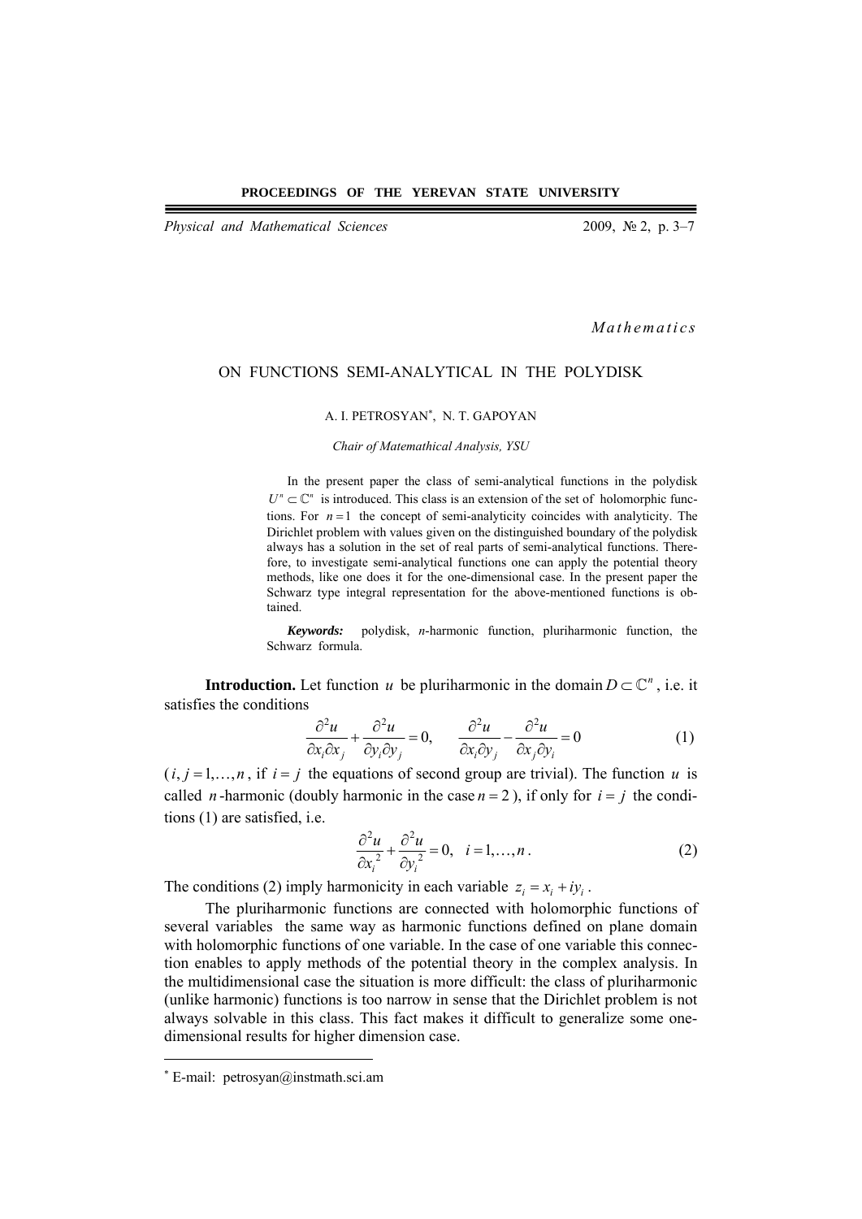**PROCEEDINGS OF THE YEREVAN STATE UNIVERSITY**

*Physical and Mathematical Sciences* 2009, № 2, p. 3–7

*Mathematics*

# ON FUNCTIONS SEMI-ANALYTICAL IN THE POLYDISK

A. I. PETROSYAN[*], N. T. GAPOYAN

*Chair of Matemathical Analysis, YSU*

In the present paper the class of semi-analytical functions in the polydisk $U^n \subset \mathbb{C}^n$ is introduced. This class is an extension of the set of holomorphic functions. For $n = 1$ the concept of semi-analyticity coincides with analyticity. The Dirichlet problem with values given on the distinguished boundary of the polydisk always has a solution in the set of real parts of semi-analytical functions. Therefore, to investigate semi-analytical functions one can apply the potential theory methods, like one does it for the one-dimensional case. In the present paper the Schwarz type integral representation for the above-mentioned functions is obtained.

***Keywords:*** polydisk, *n*-harmonic function, pluriharmonic function, the Schwarz formula.

**Introduction.** Let function $u$ be pluriharmonic in the domain $D \subset \mathbb{C}^n$, i.e. it satisfies the conditions

$$\frac{\partial^2 u}{\partial x_i \partial x_j} + \frac{\partial^2 u}{\partial y_i \partial y_j} = 0, \qquad \frac{\partial^2 u}{\partial x_i \partial y_j} - \frac{\partial^2 u}{\partial x_j \partial y_i} = 0 \tag{1}$$

($i, j = 1, \ldots, n$, if $i = j$ the equations of second group are trivial). The function $u$ is called $n$-harmonic (doubly harmonic in the case $n = 2$), if only for $i = j$ the conditions (1) are satisfied, i.e.

$$\frac{\partial^2 u}{\partial x_i^{\,2}} + \frac{\partial^2 u}{\partial y_i^{\,2}} = 0, \quad i = 1, \ldots, n. \tag{2}$$

The conditions (2) imply harmonicity in each variable $z_i = x_i + iy_i$.

The pluriharmonic functions are connected with holomorphic functions of several variables the same way as harmonic functions defined on plane domain with holomorphic functions of one variable. In the case of one variable this connection enables to apply methods of the potential theory in the complex analysis. In the multidimensional case the situation is more difficult: the class of pluriharmonic (unlike harmonic) functions is too narrow in sense that the Dirichlet problem is not always solvable in this class. This fact makes it difficult to generalize some one-dimensional results for higher dimension case.

[*] E-mail: petrosyan@instmath.sci.am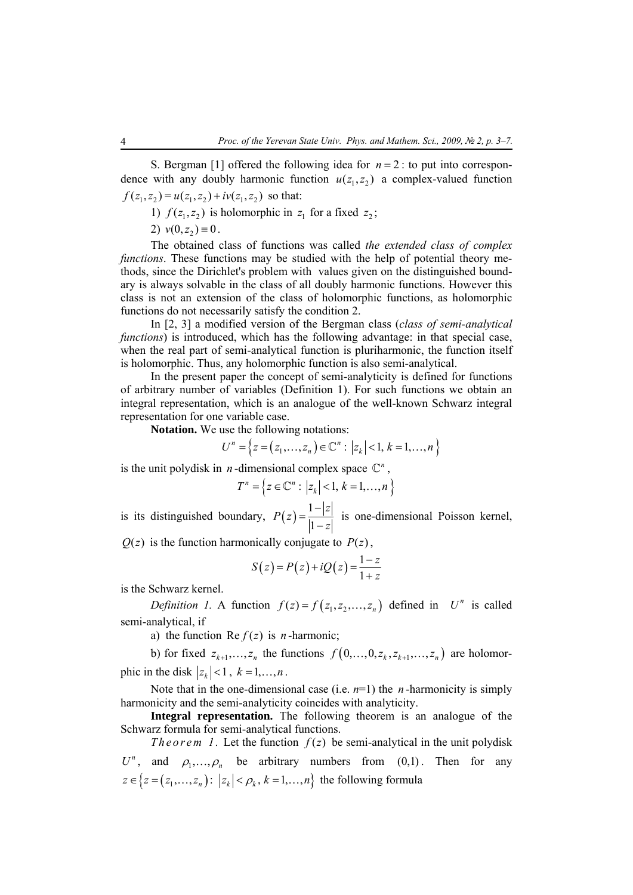S. Bergman [1] offered the following idea for $n=2$: to put into correspondence with any doubly harmonic function $u(z_1,z_2)$ a complex-valued function $f(z_1,z_2)=u(z_1,z_2)+iv(z_1,z_2)$ so that:

1) $f(z_1,z_2)$ is holomorphic in $z_1$ for a fixed $z_2$;

2) $v(0,z_2)\equiv 0$.

The obtained class of functions was called *the extended class of complex functions*. These functions may be studied with the help of potential theory methods, since the Dirichlet's problem with values given on the distinguished boundary is always solvable in the class of all doubly harmonic functions. However this class is not an extension of the class of holomorphic functions, as holomorphic functions do not necessarily satisfy the condition 2.

In [2, 3] a modified version of the Bergman class (*class of semi-analytical functions*) is introduced, which has the following advantage: in that special case, when the real part of semi-analytical function is pluriharmonic, the function itself is holomorphic. Thus, any holomorphic function is also semi-analytical.

In the present paper the concept of semi-analyticity is defined for functions of arbitrary number of variables (Definition 1). For such functions we obtain an integral representation, which is an analogue of the well-known Schwarz integral representation for one variable case.

**Notation.** We use the following notations:

$$U^n=\left\{z=(z_1,\ldots,z_n)\in\mathbb{C}^n:\ |z_k|<1,\ k=1,\ldots,n\right\}$$

is the unit polydisk in $n$-dimensional complex space $\mathbb{C}^n$,

$$T^n=\left\{z\in\mathbb{C}^n:\ |z_k|<1,\ k=1,\ldots,n\right\}$$

is its distinguished boundary, $P(z)=\dfrac{1-|z|}{|1-z|}$ is one-dimensional Poisson kernel, $Q(z)$ is the function harmonically conjugate to $P(z)$,

$$S(z)=P(z)+iQ(z)=\frac{1-z}{1+z}$$

is the Schwarz kernel.

*Definition 1.* A function $f(z)=f(z_1,z_2,\ldots,z_n)$ defined in $U^n$ is called semi-analytical, if

a) the function $\operatorname{Re} f(z)$ is $n$-harmonic;

b) for fixed $z_{k+1},\ldots,z_n$ the functions $f(0,\ldots,0,z_k,z_{k+1},\ldots,z_n)$ are holomorphic in the disk $|z_k|<1$, $k=1,\ldots,n$.

Note that in the one-dimensional case (i.e. $n$=1) the $n$-harmonicity is simply harmonicity and the semi-analyticity coincides with analyticity.

**Integral representation.** The following theorem is an analogue of the Schwarz formula for semi-analytical functions.

*Theorem 1*. Let the function $f(z)$ be semi-analytical in the unit polydisk $U^n$, and $\rho_1,\ldots,\rho_n$ be arbitrary numbers from $(0,1)$. Then for any $z\in\left\{z=(z_1,\ldots,z_n):\ |z_k|<\rho_k,\ k=1,\ldots,n\right\}$ the following formula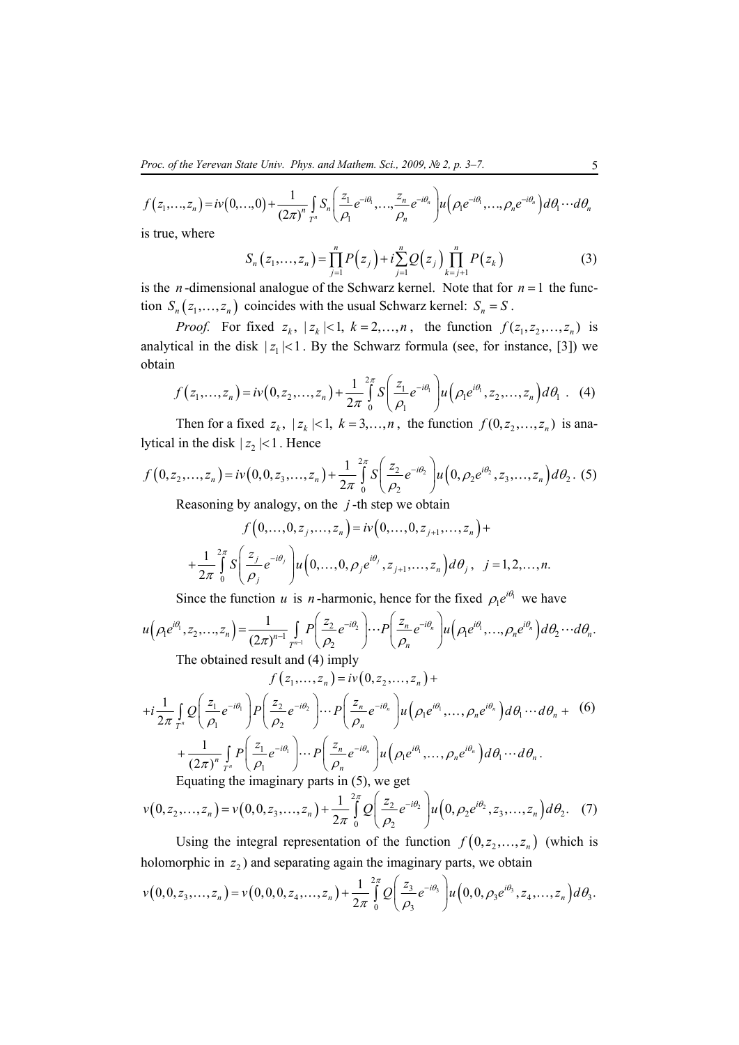$$f(z_1,\ldots,z_n) = iv(0,\ldots,0) + \frac{1}{(2\pi)^n} \int_{T^n} S_n\left(\frac{z_1}{\rho_1}e^{-i\theta_1},\ldots,\frac{z_n}{\rho_n}e^{-i\theta_n}\right) u\left(\rho_1 e^{-i\theta_1},\ldots,\rho_n e^{-i\theta_n}\right) d\theta_1 \cdots d\theta_n$$

is true, where

$$S_n(z_1,\ldots,z_n) = \prod_{j=1}^{n} P(z_j) + i\sum_{j=1}^{n} Q(z_j) \prod_{k=j+1}^{n} P(z_k) \tag{3}$$

is the $n$-dimensional analogue of the Schwarz kernel. Note that for $n=1$ the function $S_n(z_1,\ldots,z_n)$ coincides with the usual Schwarz kernel: $S_n = S$.

*Proof.* For fixed $z_k$, $|z_k|<1$, $k=2,\ldots,n$, the function $f(z_1,z_2,\ldots,z_n)$ is analytical in the disk $|z_1|<1$. By the Schwarz formula (see, for instance, [3]) we obtain

$$f(z_1,\ldots,z_n) = iv(0,z_2,\ldots,z_n) + \frac{1}{2\pi}\int_0^{2\pi} S\left(\frac{z_1}{\rho_1}e^{-i\theta_1}\right) u\left(\rho_1 e^{i\theta_1}, z_2,\ldots,z_n\right) d\theta_1 . \tag{4}$$

Then for a fixed $z_k$, $|z_k|<1$, $k=3,\ldots,n$, the function $f(0,z_2,\ldots,z_n)$ is analytical in the disk $|z_2|<1$. Hence

$$f(0,z_2,\ldots,z_n) = iv(0,0,z_3,\ldots,z_n) + \frac{1}{2\pi}\int_0^{2\pi} S\left(\frac{z_2}{\rho_2}e^{-i\theta_2}\right) u\left(0,\rho_2 e^{i\theta_2}, z_3,\ldots,z_n\right) d\theta_2 . \tag{5}$$

Reasoning by analogy, on the $j$-th step we obtain

$$f(0,\ldots,0,z_j,\ldots,z_n) = iv(0,\ldots,0,z_{j+1},\ldots,z_n) +$$

$$+\frac{1}{2\pi}\int_0^{2\pi} S\left(\frac{z_j}{\rho_j}e^{-i\theta_j}\right) u\left(0,\ldots,0,\rho_j e^{i\theta_j}, z_{j+1},\ldots,z_n\right) d\theta_j , \quad j=1,2,\ldots,n.$$

Since the function $u$ is $n$-harmonic, hence for the fixed $\rho_1 e^{i\theta_1}$ we have

$$u\left(\rho_1 e^{i\theta_1}, z_2,\ldots,z_n\right) = \frac{1}{(2\pi)^{n-1}} \int_{T^{n-1}} P\left(\frac{z_2}{\rho_2}e^{-i\theta_2}\right)\cdots P\left(\frac{z_n}{\rho_n}e^{-i\theta_n}\right) u\left(\rho_1 e^{i\theta_1},\ldots,\rho_n e^{i\theta_n}\right) d\theta_2 \cdots d\theta_n .$$

The obtained result and (4) imply

$$f(z_1,\ldots,z_n) = iv(0,z_2,\ldots,z_n) +$$

$$+i\frac{1}{2\pi}\int_{T^n} Q\left(\frac{z_1}{\rho_1}e^{-i\theta_1}\right) P\left(\frac{z_2}{\rho_2}e^{-i\theta_2}\right)\cdots P\left(\frac{z_n}{\rho_n}e^{-i\theta_n}\right) u\left(\rho_1 e^{i\theta_1},\ldots,\rho_n e^{i\theta_n}\right) d\theta_1 \cdots d\theta_n + \tag{6}$$

$$+\frac{1}{(2\pi)^n}\int_{T^n} P\left(\frac{z_1}{\rho_1}e^{-i\theta_1}\right)\cdots P\left(\frac{z_n}{\rho_n}e^{-i\theta_n}\right) u\left(\rho_1 e^{i\theta_1},\ldots,\rho_n e^{i\theta_n}\right) d\theta_1 \cdots d\theta_n .$$

Equating the imaginary parts in (5), we get

$$v(0,z_2,\ldots,z_n) = v(0,0,z_3,\ldots,z_n) + \frac{1}{2\pi}\int_0^{2\pi} Q\left(\frac{z_2}{\rho_2}e^{-i\theta_2}\right) u\left(0,\rho_2 e^{i\theta_2}, z_3,\ldots,z_n\right) d\theta_2 . \tag{7}$$

Using the integral representation of the function $f(0,z_2,\ldots,z_n)$ (which is holomorphic in $z_2$) and separating again the imaginary parts, we obtain

$$v(0,0,z_3,\ldots,z_n) = v(0,0,0,z_4,\ldots,z_n) + \frac{1}{2\pi}\int_0^{2\pi} Q\left(\frac{z_3}{\rho_3}e^{-i\theta_3}\right) u\left(0,0,\rho_3 e^{i\theta_3}, z_4,\ldots,z_n\right) d\theta_3 .$$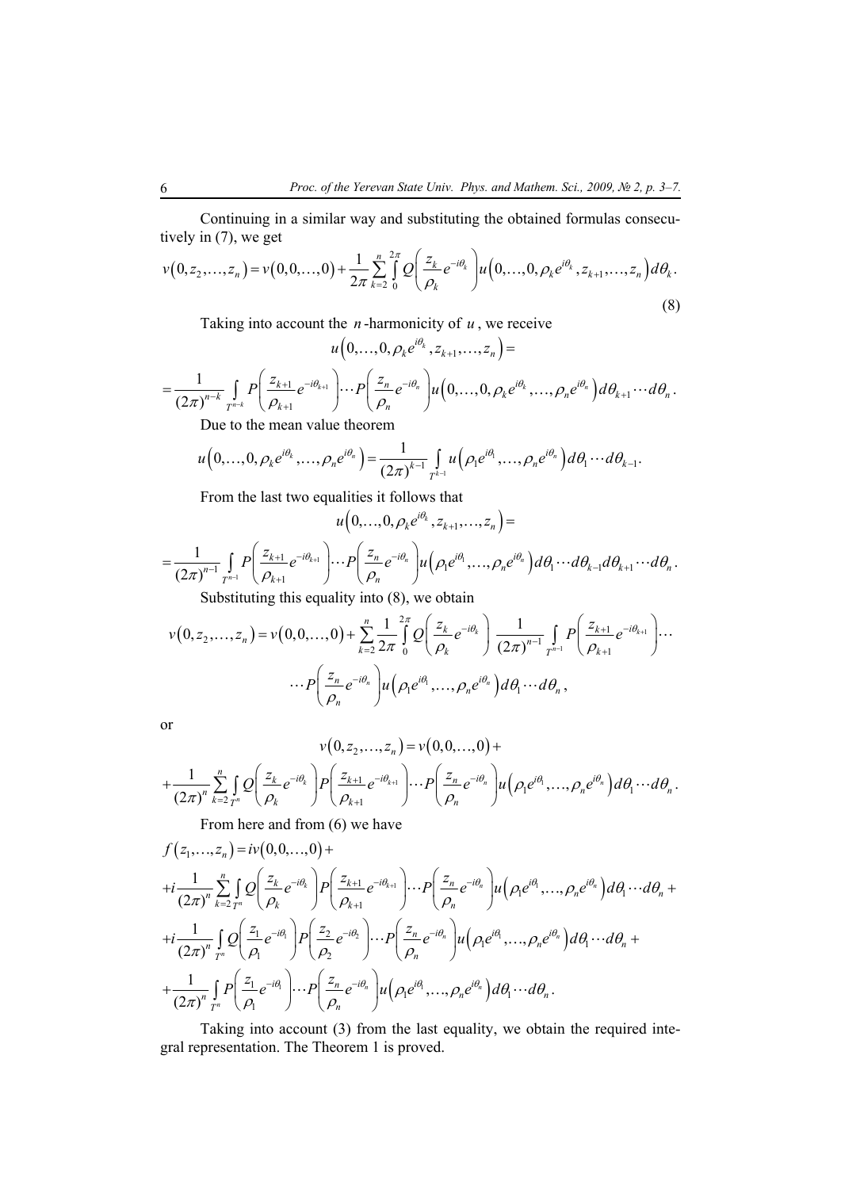Continuing in a similar way and substituting the obtained formulas consecutively in (7), we get

$$v\left(0,z_2,\ldots,z_n\right)=v\left(0,0,\ldots,0\right)+\frac{1}{2\pi}\sum_{k=2}^{n}\int_{0}^{2\pi}Q\left(\frac{z_k}{\rho_k}e^{-i\theta_k}\right)u\left(0,\ldots,0,\rho_k e^{i\theta_k},z_{k+1},\ldots,z_n\right)d\theta_k. \tag{8}$$

Taking into account the $n$-harmonicity of $u$, we receive

$$u\left(0,\ldots,0,\rho_k e^{i\theta_k},z_{k+1},\ldots,z_n\right)=$$

$$=\frac{1}{(2\pi)^{n-k}}\int_{T^{n-k}}P\left(\frac{z_{k+1}}{\rho_{k+1}}e^{-i\theta_{k+1}}\right)\cdots P\left(\frac{z_n}{\rho_n}e^{-i\theta_n}\right)u\left(0,\ldots,0,\rho_k e^{i\theta_k},\ldots,\rho_n e^{i\theta_n}\right)d\theta_{k+1}\cdots d\theta_n.$$

Due to the mean value theorem

$$u\left(0,\ldots,0,\rho_k e^{i\theta_k},\ldots,\rho_n e^{i\theta_n}\right)=\frac{1}{(2\pi)^{k-1}}\int_{T^{k-1}}u\left(\rho_1 e^{i\theta_1},\ldots,\rho_n e^{i\theta_n}\right)d\theta_1\cdots d\theta_{k-1}.$$

From the last two equalities it follows that

$$u\left(0,\ldots,0,\rho_k e^{i\theta_k},z_{k+1},\ldots,z_n\right)=$$

$$=\frac{1}{(2\pi)^{n-1}}\int_{T^{n-1}}P\left(\frac{z_{k+1}}{\rho_{k+1}}e^{-i\theta_{k+1}}\right)\cdots P\left(\frac{z_n}{\rho_n}e^{-i\theta_n}\right)u\left(\rho_1 e^{i\theta_1},\ldots,\rho_n e^{i\theta_n}\right)d\theta_1\cdots d\theta_{k-1}d\theta_{k+1}\cdots d\theta_n.$$

Substituting this equality into (8), we obtain

$$v\left(0,z_2,\ldots,z_n\right)=v\left(0,0,\ldots,0\right)+\sum_{k=2}^{n}\frac{1}{2\pi}\int_{0}^{2\pi}Q\left(\frac{z_k}{\rho_k}e^{-i\theta_k}\right)\frac{1}{(2\pi)^{n-1}}\int_{T^{n-1}}P\left(\frac{z_{k+1}}{\rho_{k+1}}e^{-i\theta_{k+1}}\right)\cdots$$

$$\cdots P\left(\frac{z_n}{\rho_n}e^{-i\theta_n}\right)u\left(\rho_1 e^{i\theta_1},\ldots,\rho_n e^{i\theta_n}\right)d\theta_1\cdots d\theta_n,$$

or

$$v\left(0,z_2,\ldots,z_n\right)=v\left(0,0,\ldots,0\right)+$$

$$+\frac{1}{(2\pi)^n}\sum_{k=2}^{n}\int_{T^n}Q\left(\frac{z_k}{\rho_k}e^{-i\theta_k}\right)P\left(\frac{z_{k+1}}{\rho_{k+1}}e^{-i\theta_{k+1}}\right)\cdots P\left(\frac{z_n}{\rho_n}e^{-i\theta_n}\right)u\left(\rho_1 e^{i\theta_1},\ldots,\rho_n e^{i\theta_n}\right)d\theta_1\cdots d\theta_n.$$

From here and from (6) we have

$$f\left(z_1,\ldots,z_n\right)=iv\left(0,0,\ldots,0\right)+$$

$$+i\frac{1}{(2\pi)^n}\sum_{k=2}^{n}\int_{T^n}Q\left(\frac{z_k}{\rho_k}e^{-i\theta_k}\right)P\left(\frac{z_{k+1}}{\rho_{k+1}}e^{-i\theta_{k+1}}\right)\cdots P\left(\frac{z_n}{\rho_n}e^{-i\theta_n}\right)u\left(\rho_1 e^{i\theta_1},\ldots,\rho_n e^{i\theta_n}\right)d\theta_1\cdots d\theta_n+$$

$$+i\frac{1}{(2\pi)^n}\int_{T^n}Q\left(\frac{z_1}{\rho_1}e^{-i\theta_1}\right)P\left(\frac{z_2}{\rho_2}e^{-i\theta_2}\right)\cdots P\left(\frac{z_n}{\rho_n}e^{-i\theta_n}\right)u\left(\rho_1 e^{i\theta_1},\ldots,\rho_n e^{i\theta_n}\right)d\theta_1\cdots d\theta_n+$$

$$+\frac{1}{(2\pi)^n}\int_{T^n}P\left(\frac{z_1}{\rho_1}e^{-i\theta_1}\right)\cdots P\left(\frac{z_n}{\rho_n}e^{-i\theta_n}\right)u\left(\rho_1 e^{i\theta_1},\ldots,\rho_n e^{i\theta_n}\right)d\theta_1\cdots d\theta_n.$$

Taking into account (3) from the last equality, we obtain the required integral representation. The Theorem 1 is proved.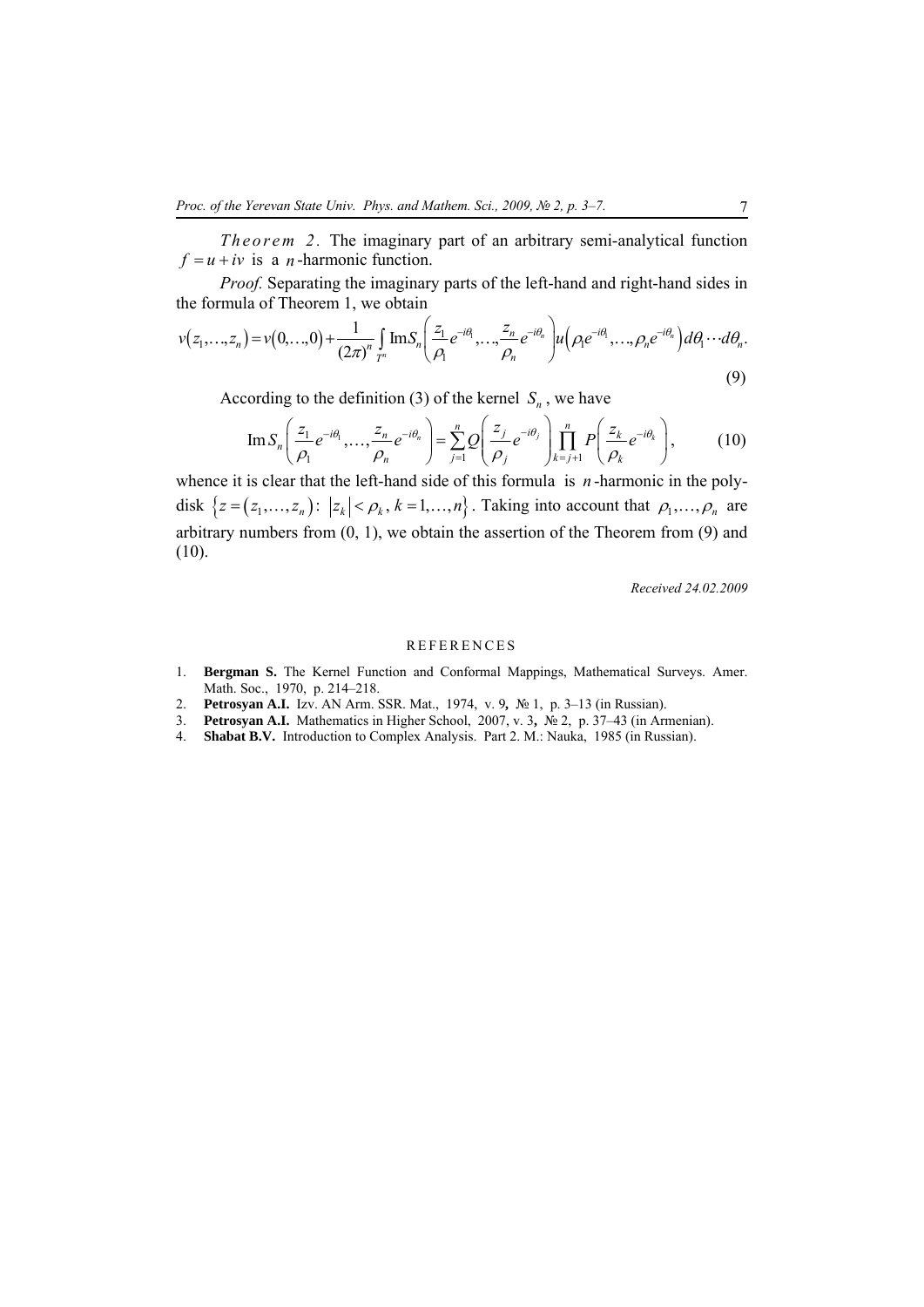*Theorem 2*. The imaginary part of an arbitrary semi-analytical function $f = u + iv$ is a $n$-harmonic function.

*Proof.* Separating the imaginary parts of the left-hand and right-hand sides in the formula of Theorem 1, we obtain

$$v(z_1,\dots,z_n) = v(0,\dots,0) + \frac{1}{(2\pi)^n} \int_{T^n} \operatorname{Im} S_n\left(\frac{z_1}{\rho_1}e^{-i\theta_1},\dots,\frac{z_n}{\rho_n}e^{-i\theta_n}\right) u\left(\rho_1 e^{-i\theta_1},\dots,\rho_n e^{-i\theta_n}\right) d\theta_1 \cdots d\theta_n. \tag{9}$$

According to the definition (3) of the kernel $S_n$, we have

$$\operatorname{Im} S_n\left(\frac{z_1}{\rho_1}e^{-i\theta_1},\dots,\frac{z_n}{\rho_n}e^{-i\theta_n}\right) = \sum_{j=1}^{n} Q\left(\frac{z_j}{\rho_j}e^{-i\theta_j}\right) \prod_{k=j+1}^{n} P\left(\frac{z_k}{\rho_k}e^{-i\theta_k}\right), \tag{10}$$

whence it is clear that the left-hand side of this formula is $n$-harmonic in the polydisk $\left\{z = (z_1,\dots,z_n) : |z_k| < \rho_k,\ k = 1,\dots,n\right\}$. Taking into account that $\rho_1,\dots,\rho_n$ are arbitrary numbers from (0, 1), we obtain the assertion of the Theorem from (9) and (10).

*Received 24.02.2009*

## REFERENCES

1. **Bergman S.** The Kernel Function and Conformal Mappings, Mathematical Surveys. Amer. Math. Soc., 1970, p. 214–218.
2. **Petrosyan A.I.** Izv. AN Arm. SSR. Mat., 1974, v. 9, № 1, p. 3–13 (in Russian).
3. **Petrosyan A.I.** Mathematics in Higher School, 2007, v. 3, № 2, p. 37–43 (in Armenian).
4. **Shabat B.V.** Introduction to Complex Analysis. Part 2. M.: Nauka, 1985 (in Russian).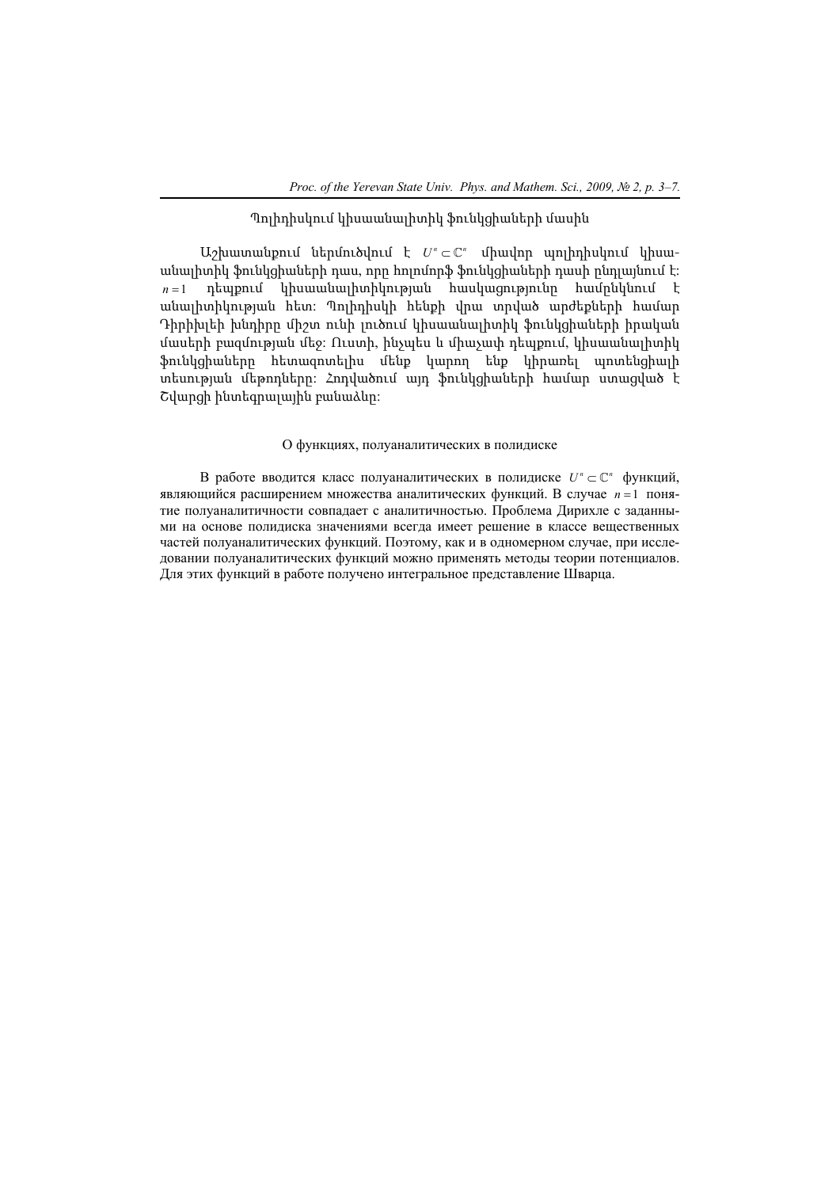## Պոլիդիսկում կիսաանալիտիկ ֆունկցիաների մասին

Աշխատանքում ներմուծվում է $U^n \subset \mathbb{C}^n$ միավոր պոլիդիսկում կիսաանալիտիկ ֆունկցիաների դաս, որը հոլոմորֆ ֆունկցիաների դասի ընդլայնում է: $n=1$ դեպքում կիսաանալիտիկության հասկացությունը համընկնում է անալիտիկության հետ: Պոլիդիսկի հենքի վրա տրված արժեքների համար Դիրիխլեի խնդիրը միշտ ունի լուծում կիսաանալիտիկ ֆունկցիաների իրական մասերի բազմության մեջ: Ուստի, ինչպես և միաչափ դեպքում, կիսաանալիտիկ ֆունկցիաները հետազոտելիս մենք կարող ենք կիրառել պոտենցիալի տեսության մեթոդները: Հոդվածում այդ ֆունկցիաների համար ստացված է Շվարցի ինտեգրալային բանաձևը:

## О функциях, полуаналитических в полидиске

В работе вводится класс полуаналитических в полидиске $U^n \subset \mathbb{C}^n$ функций, являющийся расширением множества аналитических функций. В случае $n=1$ понятие полуаналитичности совпадает с аналитичностью. Проблема Дирихле с заданными на основе полидиска значениями всегда имеет решение в классе вещественных частей полуаналитических функций. Поэтому, как и в одномерном случае, при исследовании полуаналитических функций можно применять методы теории потенциалов. Для этих функций в работе получено интегральное представление Шварца.